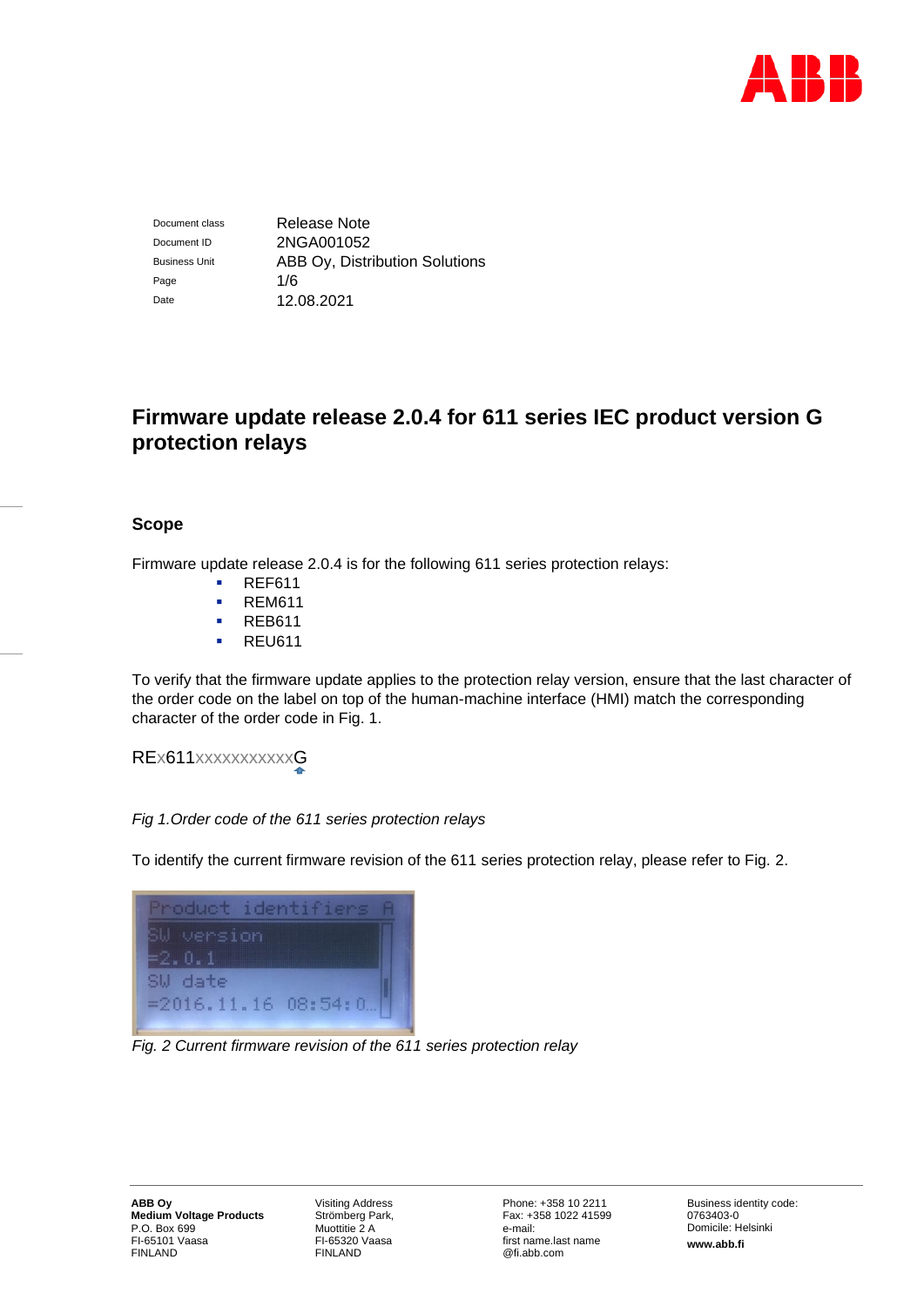| Document class | Release Note |
|---|---|
| Document ID | 2NGA001052 |
| Business Unit | ABB Oy, Distribution Solutions |
| Page | 1/6 |
| Date | 12.08.2021 |

# Firmware update release 2.0.4 for 611 series IEC product version G protection relays

## Scope

Firmware update release 2.0.4 is for the following 611 series protection relays:

- REF611
- REM611
- REB611
- REU611

To verify that the firmware update applies to the protection relay version, ensure that the last character of the order code on the label on top of the human-machine interface (HMI) match the corresponding character of the order code in Fig. 1.

REx611xxxxxxxxxxxG

*Fig 1.Order code of the 611 series protection relays*

To identify the current firmware revision of the 611 series protection relay, please refer to Fig. 2.

*Fig. 2 Current firmware revision of the 611 series protection relay*

**ABB Oy**
**Medium Voltage Products**
P.O. Box 699
FI-65101 Vaasa
FINLAND

Visiting Address
Strömberg Park,
Muottitie 2 A
FI-65320 Vaasa
FINLAND

Phone: +358 10 2211
Fax: +358 1022 41599
e-mail:
first name.last name
@fi.abb.com

Business identity code:
0763403-0
Domicile: Helsinki
**www.abb.fi**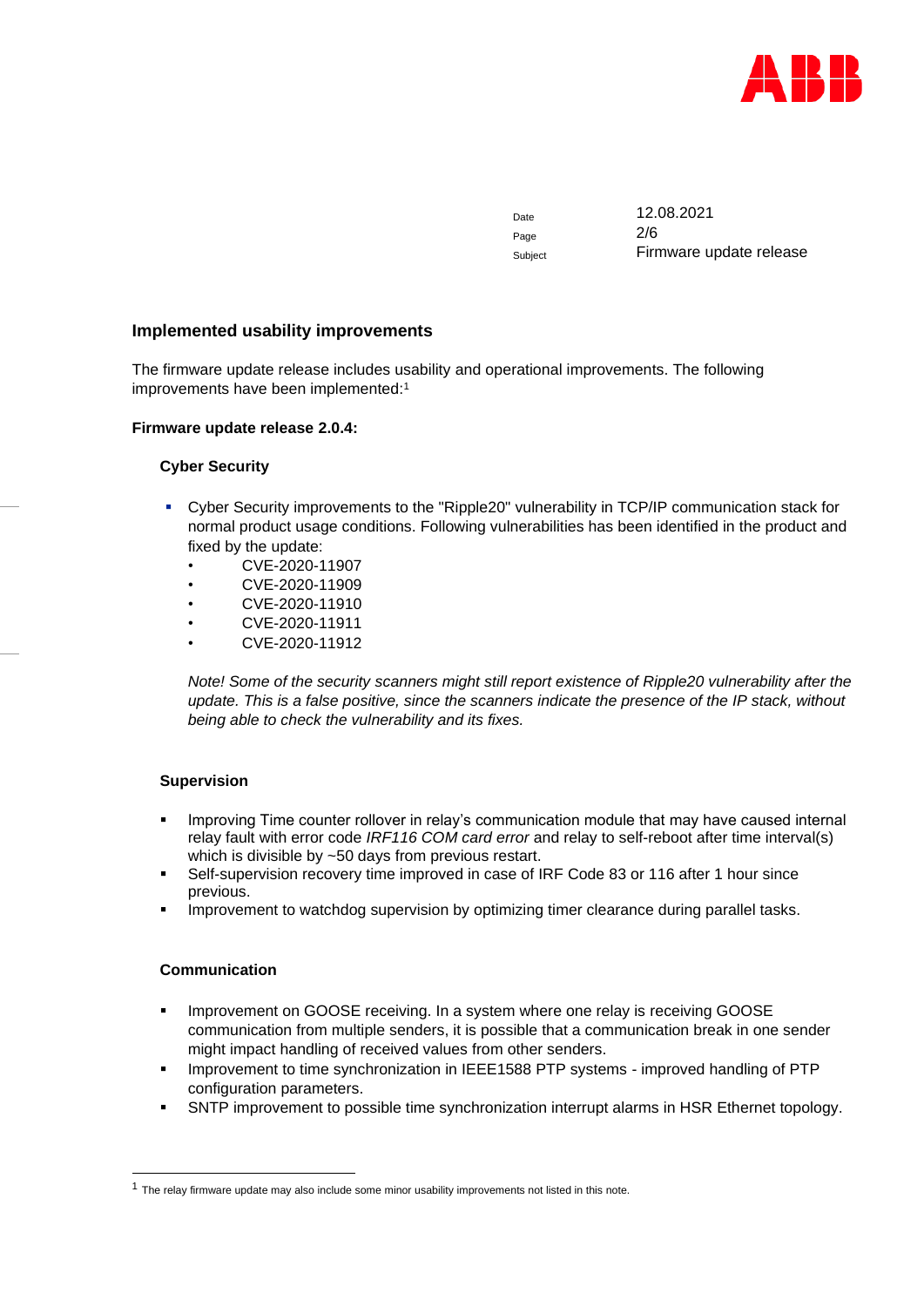Date 12.08.2021
Page 2/6
Subject Firmware update release

## Implemented usability improvements

The firmware update release includes usability and operational improvements. The following improvements have been implemented:[1]

**Firmware update release 2.0.4:**

### Cyber Security

- Cyber Security improvements to the "Ripple20" vulnerability in TCP/IP communication stack for normal product usage conditions. Following vulnerabilities has been identified in the product and fixed by the update:
  - CVE-2020-11907
  - CVE-2020-11909
  - CVE-2020-11910
  - CVE-2020-11911
  - CVE-2020-11912

  *Note! Some of the security scanners might still report existence of Ripple20 vulnerability after the update. This is a false positive, since the scanners indicate the presence of the IP stack, without being able to check the vulnerability and its fixes.*

### Supervision

- Improving Time counter rollover in relay's communication module that may have caused internal relay fault with error code *IRF116 COM card error* and relay to self-reboot after time interval(s) which is divisible by ~50 days from previous restart.
- Self-supervision recovery time improved in case of IRF Code 83 or 116 after 1 hour since previous.
- Improvement to watchdog supervision by optimizing timer clearance during parallel tasks.

### Communication

- Improvement on GOOSE receiving. In a system where one relay is receiving GOOSE communication from multiple senders, it is possible that a communication break in one sender might impact handling of received values from other senders.
- Improvement to time synchronization in IEEE1588 PTP systems - improved handling of PTP configuration parameters.
- SNTP improvement to possible time synchronization interrupt alarms in HSR Ethernet topology.

[1] The relay firmware update may also include some minor usability improvements not listed in this note.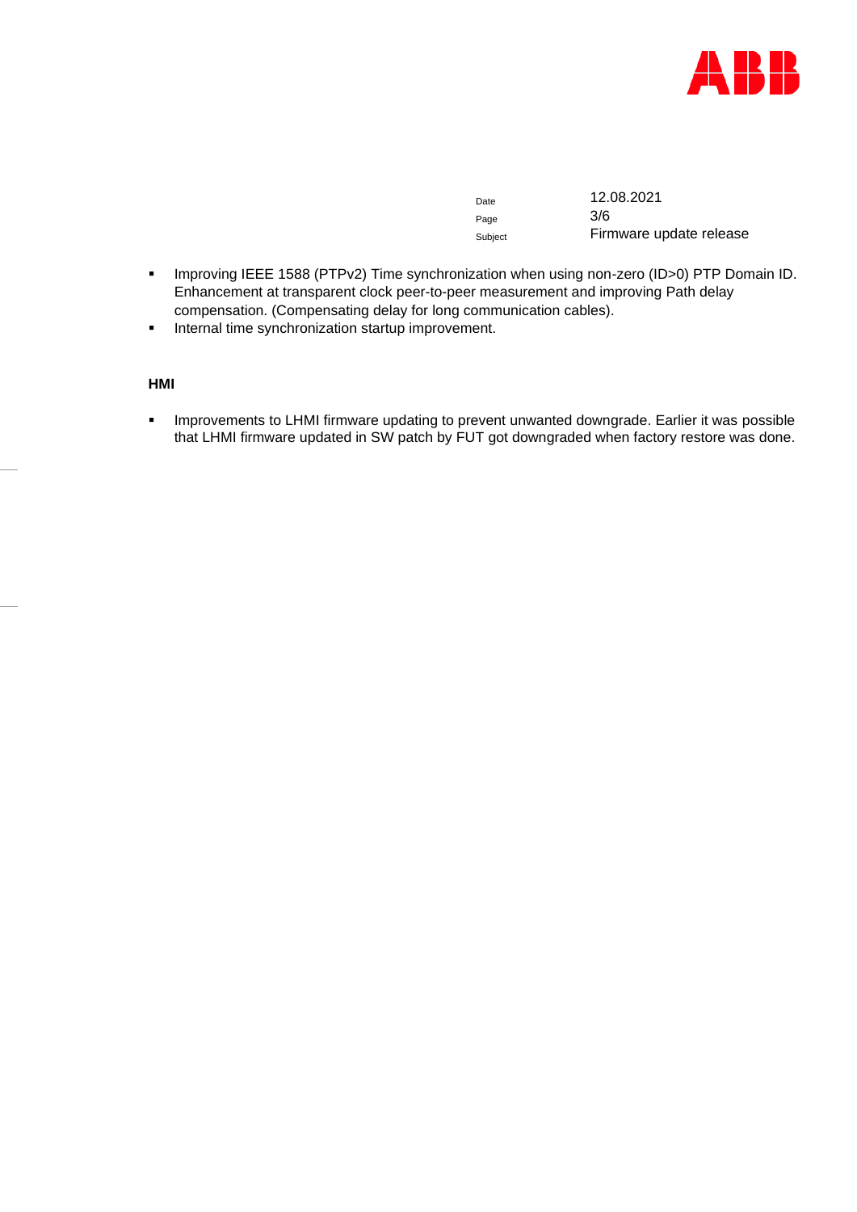- Improving IEEE 1588 (PTPv2) Time synchronization when using non-zero (ID>0) PTP Domain ID. Enhancement at transparent clock peer-to-peer measurement and improving Path delay compensation. (Compensating delay for long communication cables).
- Internal time synchronization startup improvement.

### HMI

- Improvements to LHMI firmware updating to prevent unwanted downgrade. Earlier it was possible that LHMI firmware updated in SW patch by FUT got downgraded when factory restore was done.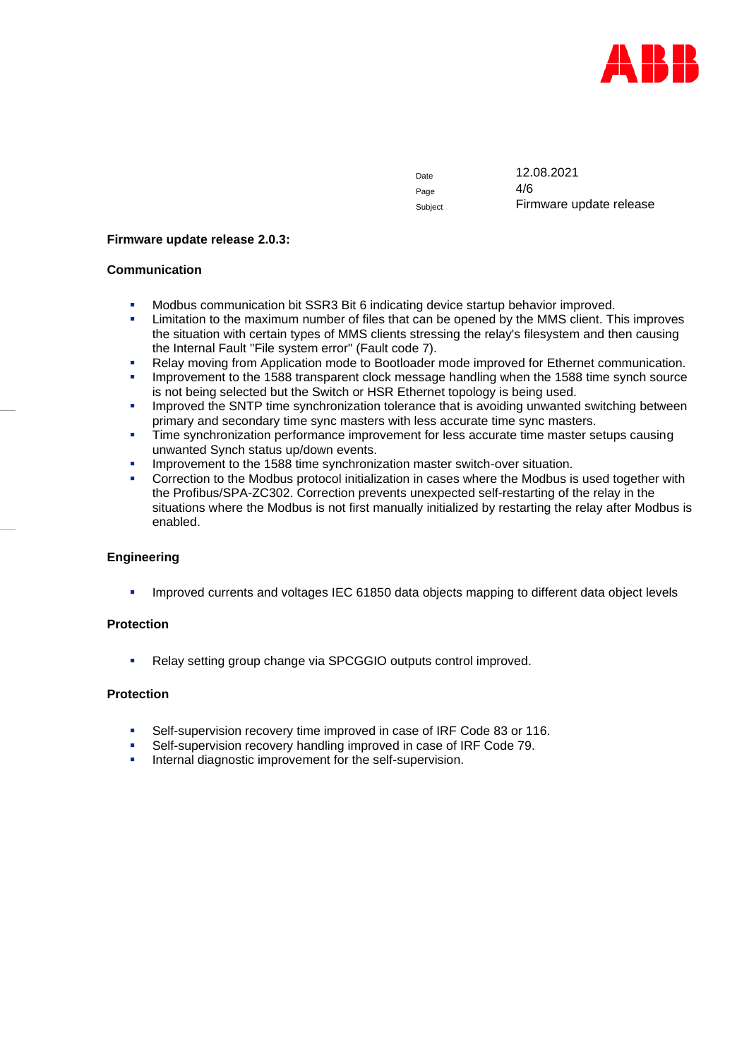Date 12.08.2021
Subject Firmware update release

**Firmware update release 2.0.3:**

**Communication**

- Modbus communication bit SSR3 Bit 6 indicating device startup behavior improved.
- Limitation to the maximum number of files that can be opened by the MMS client. This improves the situation with certain types of MMS clients stressing the relay's filesystem and then causing the Internal Fault "File system error" (Fault code 7).
- Relay moving from Application mode to Bootloader mode improved for Ethernet communication.
- Improvement to the 1588 transparent clock message handling when the 1588 time synch source is not being selected but the Switch or HSR Ethernet topology is being used.
- Improved the SNTP time synchronization tolerance that is avoiding unwanted switching between primary and secondary time sync masters with less accurate time sync masters.
- Time synchronization performance improvement for less accurate time master setups causing unwanted Synch status up/down events.
- Improvement to the 1588 time synchronization master switch-over situation.
- Correction to the Modbus protocol initialization in cases where the Modbus is used together with the Profibus/SPA-ZC302. Correction prevents unexpected self-restarting of the relay in the situations where the Modbus is not first manually initialized by restarting the relay after Modbus is enabled.

**Engineering**

- Improved currents and voltages IEC 61850 data objects mapping to different data object levels

**Protection**

- Relay setting group change via SPCGGIO outputs control improved.

**Protection**

- Self-supervision recovery time improved in case of IRF Code 83 or 116.
- Self-supervision recovery handling improved in case of IRF Code 79.
- Internal diagnostic improvement for the self-supervision.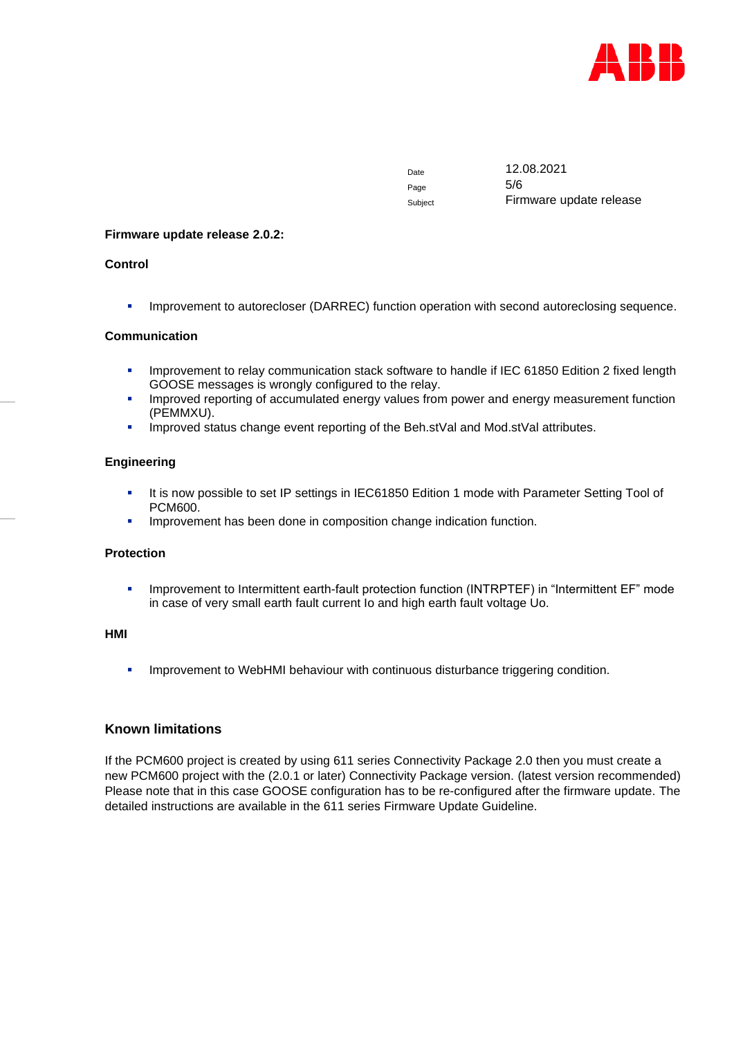**Firmware update release 2.0.2:**

**Control**

- Improvement to autorecloser (DARREC) function operation with second autoreclosing sequence.

**Communication**

- Improvement to relay communication stack software to handle if IEC 61850 Edition 2 fixed length GOOSE messages is wrongly configured to the relay.
- Improved reporting of accumulated energy values from power and energy measurement function (PEMMXU).
- Improved status change event reporting of the Beh.stVal and Mod.stVal attributes.

**Engineering**

- It is now possible to set IP settings in IEC61850 Edition 1 mode with Parameter Setting Tool of PCM600.
- Improvement has been done in composition change indication function.

**Protection**

- Improvement to Intermittent earth-fault protection function (INTRPTEF) in "Intermittent EF" mode in case of very small earth fault current Io and high earth fault voltage Uo.

**HMI**

- Improvement to WebHMI behaviour with continuous disturbance triggering condition.

## Known limitations

If the PCM600 project is created by using 611 series Connectivity Package 2.0 then you must create a new PCM600 project with the (2.0.1 or later) Connectivity Package version. (latest version recommended) Please note that in this case GOOSE configuration has to be re-configured after the firmware update. The detailed instructions are available in the 611 series Firmware Update Guideline.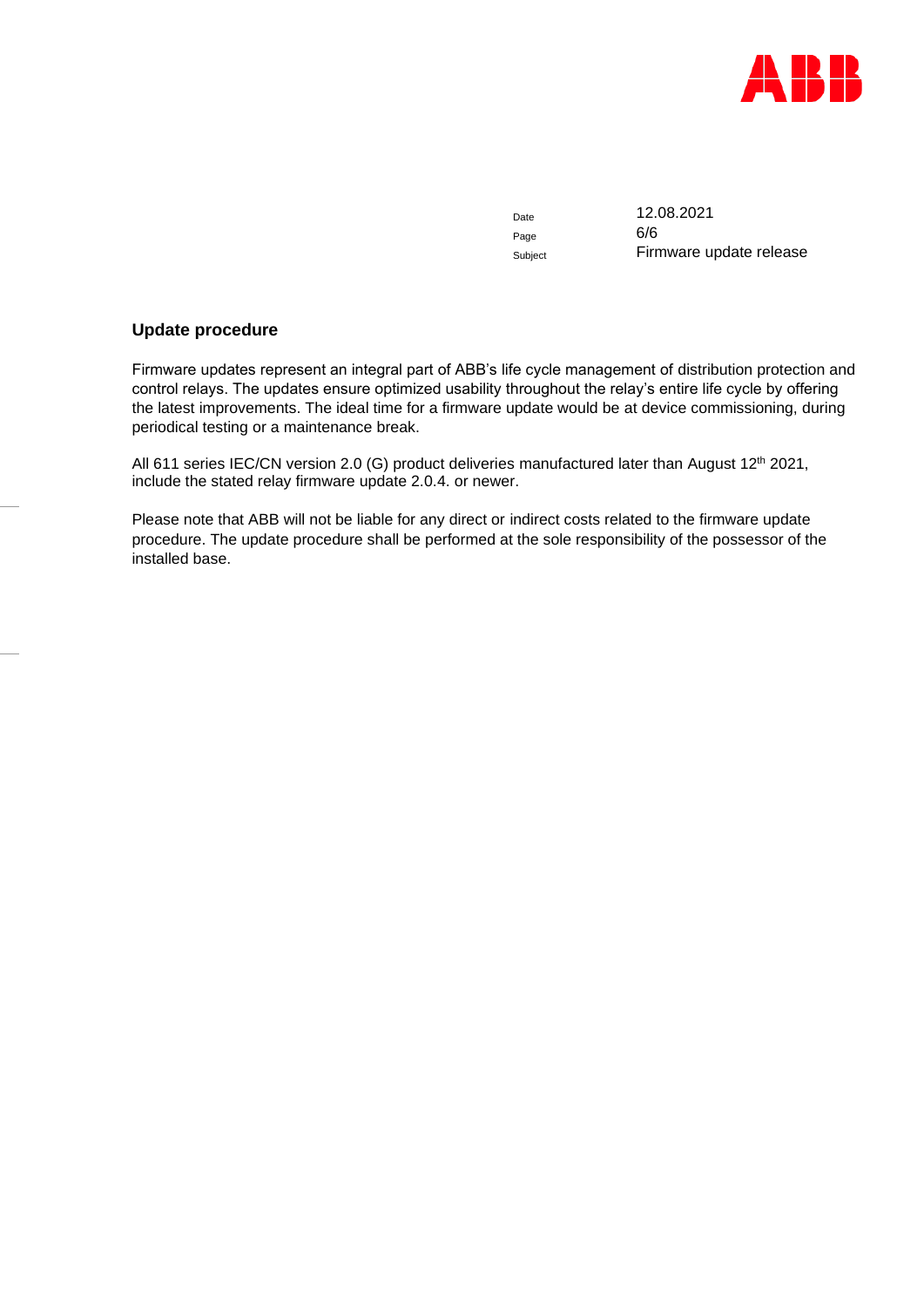## Update procedure

Firmware updates represent an integral part of ABB's life cycle management of distribution protection and control relays. The updates ensure optimized usability throughout the relay's entire life cycle by offering the latest improvements. The ideal time for a firmware update would be at device commissioning, during periodical testing or a maintenance break.

All 611 series IEC/CN version 2.0 (G) product deliveries manufactured later than August 12th 2021, include the stated relay firmware update 2.0.4. or newer.

Please note that ABB will not be liable for any direct or indirect costs related to the firmware update procedure. The update procedure shall be performed at the sole responsibility of the possessor of the installed base.